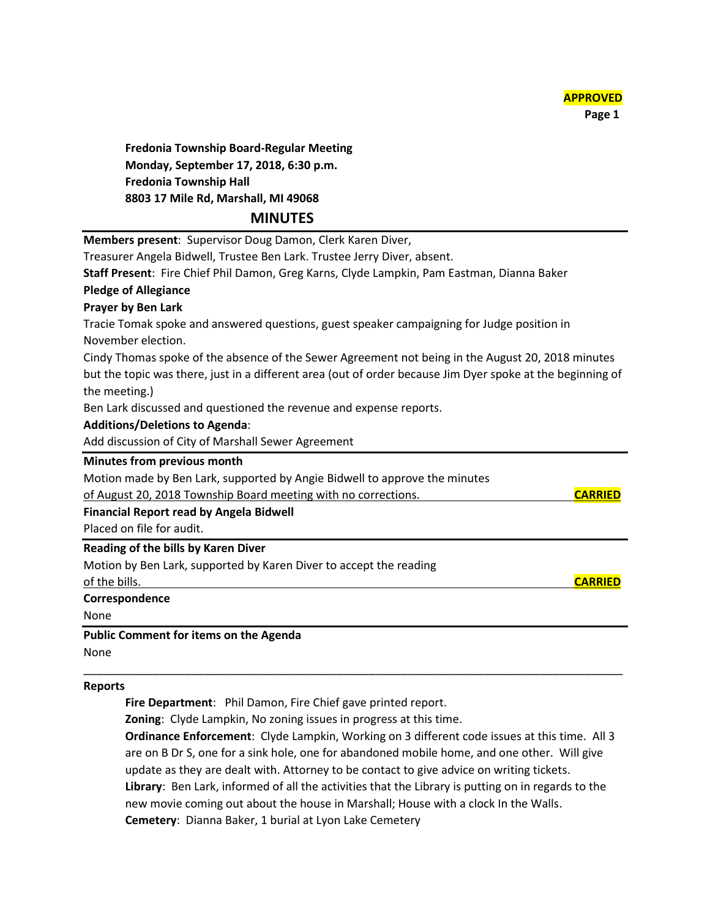**APPROVED**

**Fredonia Township Board-Regular Meeting**
**Monday, September 17, 2018, 6:30 p.m.**
**Fredonia Township Hall**
**8803 17 Mile Rd, Marshall, MI 49068**

# MINUTES

**Members present**: Supervisor Doug Damon, Clerk Karen Diver, Treasurer Angela Bidwell, Trustee Ben Lark. Trustee Jerry Diver, absent.

**Staff Present**: Fire Chief Phil Damon, Greg Karns, Clyde Lampkin, Pam Eastman, Dianna Baker

**Pledge of Allegiance**

**Prayer by Ben Lark**

Tracie Tomak spoke and answered questions, guest speaker campaigning for Judge position in November election.

Cindy Thomas spoke of the absence of the Sewer Agreement not being in the August 20, 2018 minutes but the topic was there, just in a different area (out of order because Jim Dyer spoke at the beginning of the meeting.)

Ben Lark discussed and questioned the revenue and expense reports.

**Additions/Deletions to Agenda**:

Add discussion of City of Marshall Sewer Agreement

**Minutes from previous month**

Motion made by Ben Lark, supported by Angie Bidwell to approve the minutes of August 20, 2018 Township Board meeting with no corrections. **CARRIED**

**Financial Report read by Angela Bidwell**

Placed on file for audit.

**Reading of the bills by Karen Diver**

Motion by Ben Lark, supported by Karen Diver to accept the reading of the bills. **CARRIED**

**Correspondence**

None

**Public Comment for items on the Agenda**

None

---

**Reports**

**Fire Department**: Phil Damon, Fire Chief gave printed report.

**Zoning**: Clyde Lampkin, No zoning issues in progress at this time.

**Ordinance Enforcement**: Clyde Lampkin, Working on 3 different code issues at this time. All 3 are on B Dr S, one for a sink hole, one for abandoned mobile home, and one other. Will give update as they are dealt with. Attorney to be contact to give advice on writing tickets.

**Library**: Ben Lark, informed of all the activities that the Library is putting on in regards to the new movie coming out about the house in Marshall; House with a clock In the Walls.

**Cemetery**: Dianna Baker, 1 burial at Lyon Lake Cemetery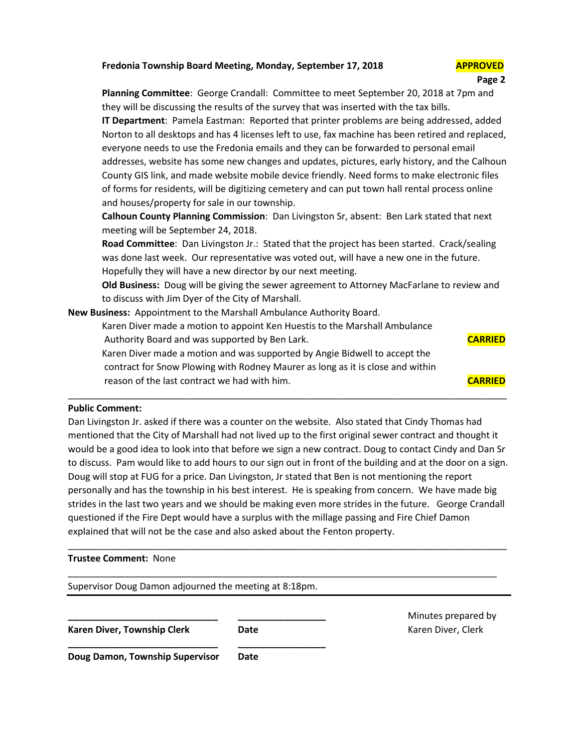**Fredonia Township Board Meeting, Monday, September 17, 2018** **APPROVED**

**Planning Committee**: George Crandall: Committee to meet September 20, 2018 at 7pm and they will be discussing the results of the survey that was inserted with the tax bills.

**IT Department**: Pamela Eastman: Reported that printer problems are being addressed, added Norton to all desktops and has 4 licenses left to use, fax machine has been retired and replaced, everyone needs to use the Fredonia emails and they can be forwarded to personal email addresses, website has some new changes and updates, pictures, early history, and the Calhoun County GIS link, and made website mobile device friendly. Need forms to make electronic files of forms for residents, will be digitizing cemetery and can put town hall rental process online and houses/property for sale in our township.

**Calhoun County Planning Commission**: Dan Livingston Sr, absent: Ben Lark stated that next meeting will be September 24, 2018.

**Road Committee**: Dan Livingston Jr.: Stated that the project has been started. Crack/sealing was done last week. Our representative was voted out, will have a new one in the future. Hopefully they will have a new director by our next meeting.

**Old Business:** Doug will be giving the sewer agreement to Attorney MacFarlane to review and to discuss with Jim Dyer of the City of Marshall.

**New Business:** Appointment to the Marshall Ambulance Authority Board.

Karen Diver made a motion to appoint Ken Huestis to the Marshall Ambulance Authority Board and was supported by Ben Lark. **CARRIED**

Karen Diver made a motion and was supported by Angie Bidwell to accept the contract for Snow Plowing with Rodney Maurer as long as it is close and within reason of the last contract we had with him. **CARRIED**

---

**Public Comment:**

Dan Livingston Jr. asked if there was a counter on the website. Also stated that Cindy Thomas had mentioned that the City of Marshall had not lived up to the first original sewer contract and thought it would be a good idea to look into that before we sign a new contract. Doug to contact Cindy and Dan Sr to discuss. Pam would like to add hours to our sign out in front of the building and at the door on a sign. Doug will stop at FUG for a price. Dan Livingston, Jr stated that Ben is not mentioning the report personally and has the township in his best interest. He is speaking from concern. We have made big strides in the last two years and we should be making even more strides in the future. George Crandall questioned if the Fire Dept would have a surplus with the millage passing and Fire Chief Damon explained that will not be the case and also asked about the Fenton property.

---

**Trustee Comment:** None

---

Supervisor Doug Damon adjourned the meeting at 8:18pm.

---

| | | |
|---|---|---|
| ______________________________ | _________________ | Minutes prepared by |
| **Karen Diver, Township Clerk** | **Date** | Karen Diver, Clerk |
| ______________________________ | _________________ | |
| **Doug Damon, Township Supervisor** | **Date** | |